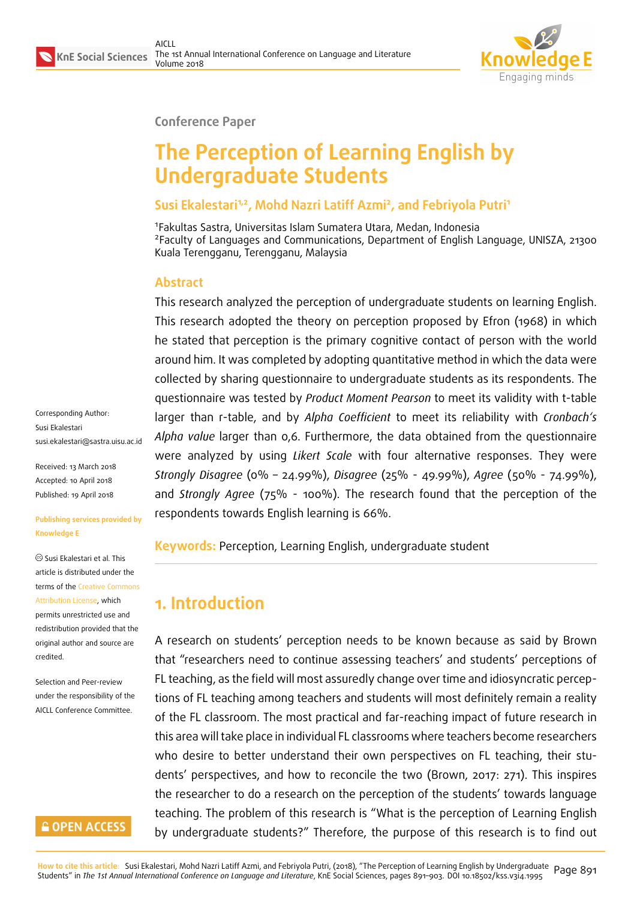Conference Paper

# The Perception of Learning English by Undergraduate Students

**Susi Ekalestari[1,2], Mohd Nazri Latiff Azmi[2], and Febriyola Putri[1]**

[1]Fakultas Sastra, Universitas Islam Sumatera Utara, Medan, Indonesia
[2]Faculty of Languages and Communications, Department of English Language, UNISZA, 21300 Kuala Terengganu, Terengganu, Malaysia

Corresponding Author:
Susi Ekalestari
susi.ekalestari@sastra.uisu.ac.id

Received: 13 March 2018
Accepted: 10 April 2018
Published: 19 April 2018

**Publishing services provided by Knowledge E**

© Susi Ekalestari et al. This article is distributed under the terms of the Creative Commons Attribution License, which permits unrestricted use and redistribution provided that the original author and source are credited.

Selection and Peer-review under the responsibility of the AICLL Conference Committee.

## Abstract

This research analyzed the perception of undergraduate students on learning English. This research adopted the theory on perception proposed by Efron (1968) in which he stated that perception is the primary cognitive contact of person with the world around him. It was completed by adopting quantitative method in which the data were collected by sharing questionnaire to undergraduate students as its respondents. The questionnaire was tested by *Product Moment Pearson* to meet its validity with t-table larger than r-table, and by *Alpha Coefficient* to meet its reliability with *Cronbach's Alpha value* larger than 0,6. Furthermore, the data obtained from the questionnaire were analyzed by using *Likert Scale* with four alternative responses. They were *Strongly Disagree* (0% – 24.99%), *Disagree* (25% - 49.99%), *Agree* (50% - 74.99%), and *Strongly Agree* (75% - 100%). The research found that the perception of the respondents towards English learning is 66%.

**Keywords:** Perception, Learning English, undergraduate student

## 1. Introduction

A research on students' perception needs to be known because as said by Brown that "researchers need to continue assessing teachers' and students' perceptions of FL teaching, as the field will most assuredly change over time and idiosyncratic perceptions of FL teaching among teachers and students will most definitely remain a reality of the FL classroom. The most practical and far-reaching impact of future research in this area will take place in individual FL classrooms where teachers become researchers who desire to better understand their own perspectives on FL teaching, their students' perspectives, and how to reconcile the two (Brown, 2017: 271). This inspires the researcher to do a research on the perception of the students' towards language teaching. The problem of this research is "What is the perception of Learning English by undergraduate students?" Therefore, the purpose of this research is to find out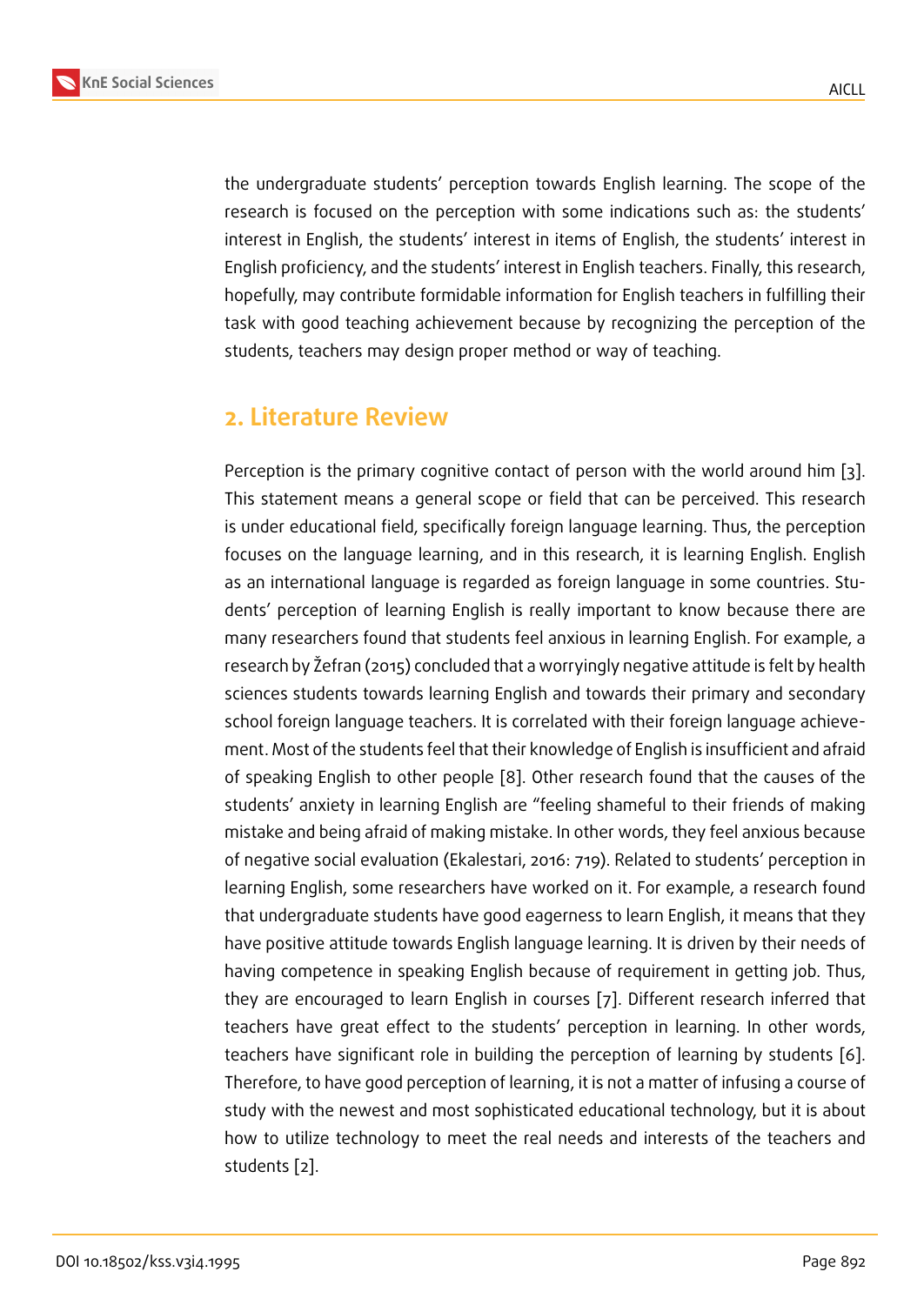the undergraduate students' perception towards English learning. The scope of the research is focused on the perception with some indications such as: the students' interest in English, the students' interest in items of English, the students' interest in English proficiency, and the students' interest in English teachers. Finally, this research, hopefully, may contribute formidable information for English teachers in fulfilling their task with good teaching achievement because by recognizing the perception of the students, teachers may design proper method or way of teaching.

## 2. Literature Review

Perception is the primary cognitive contact of person with the world around him [3]. This statement means a general scope or field that can be perceived. This research is under educational field, specifically foreign language learning. Thus, the perception focuses on the language learning, and in this research, it is learning English. English as an international language is regarded as foreign language in some countries. Students' perception of learning English is really important to know because there are many researchers found that students feel anxious in learning English. For example, a research by Žefran (2015) concluded that a worryingly negative attitude is felt by health sciences students towards learning English and towards their primary and secondary school foreign language teachers. It is correlated with their foreign language achievement. Most of the students feel that their knowledge of English is insufficient and afraid of speaking English to other people [8]. Other research found that the causes of the students' anxiety in learning English are "feeling shameful to their friends of making mistake and being afraid of making mistake. In other words, they feel anxious because of negative social evaluation (Ekalestari, 2016: 719). Related to students' perception in learning English, some researchers have worked on it. For example, a research found that undergraduate students have good eagerness to learn English, it means that they have positive attitude towards English language learning. It is driven by their needs of having competence in speaking English because of requirement in getting job. Thus, they are encouraged to learn English in courses [7]. Different research inferred that teachers have great effect to the students' perception in learning. In other words, teachers have significant role in building the perception of learning by students [6]. Therefore, to have good perception of learning, it is not a matter of infusing a course of study with the newest and most sophisticated educational technology, but it is about how to utilize technology to meet the real needs and interests of the teachers and students [2].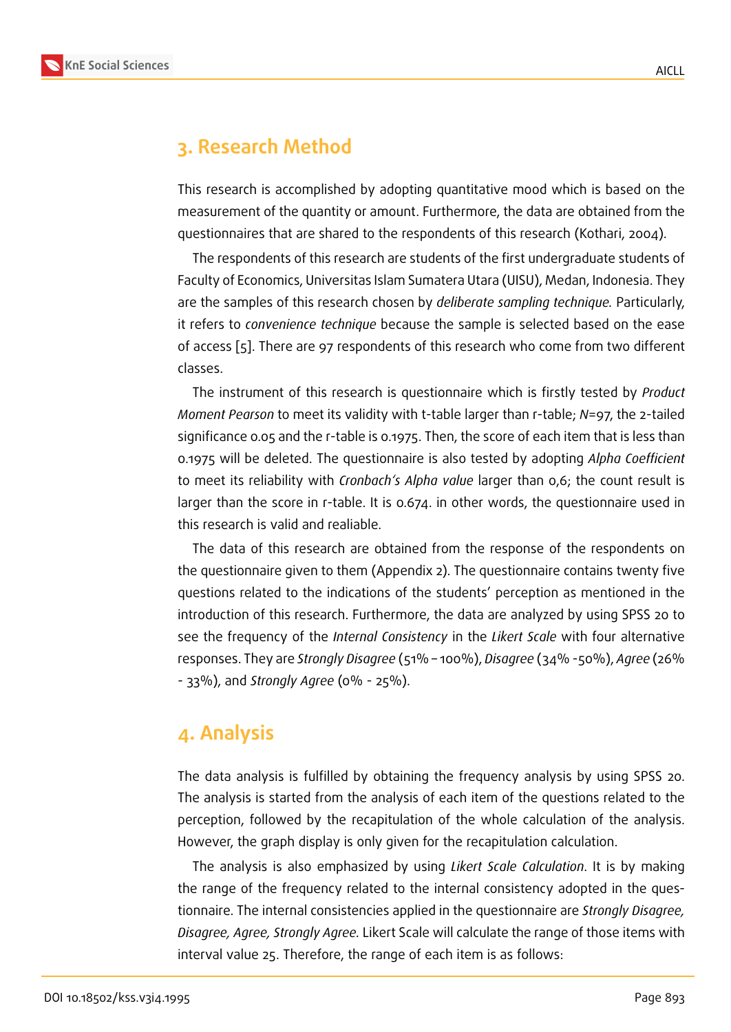## 3. Research Method

This research is accomplished by adopting quantitative mood which is based on the measurement of the quantity or amount. Furthermore, the data are obtained from the questionnaires that are shared to the respondents of this research (Kothari, 2004).

The respondents of this research are students of the first undergraduate students of Faculty of Economics, Universitas Islam Sumatera Utara (UISU), Medan, Indonesia. They are the samples of this research chosen by *deliberate sampling technique.* Particularly, it refers to *convenience technique* because the sample is selected based on the ease of access [5]. There are 97 respondents of this research who come from two different classes.

The instrument of this research is questionnaire which is firstly tested by *Product Moment Pearson* to meet its validity with t-table larger than r-table; *N*=97, the 2-tailed significance 0.05 and the r-table is 0.1975. Then, the score of each item that is less than 0.1975 will be deleted. The questionnaire is also tested by adopting *Alpha Coefficient* to meet its reliability with *Cronbach's Alpha value* larger than 0,6; the count result is larger than the score in r-table. It is 0.674. in other words, the questionnaire used in this research is valid and realiable.

The data of this research are obtained from the response of the respondents on the questionnaire given to them (Appendix 2). The questionnaire contains twenty five questions related to the indications of the students' perception as mentioned in the introduction of this research. Furthermore, the data are analyzed by using SPSS 20 to see the frequency of the *Internal Consistency* in the *Likert Scale* with four alternative responses. They are *Strongly Disagree* (51% – 100%), *Disagree* (34% -50%), *Agree* (26% - 33%), and *Strongly Agree* (0% - 25%).

## 4. Analysis

The data analysis is fulfilled by obtaining the frequency analysis by using SPSS 20. The analysis is started from the analysis of each item of the questions related to the perception, followed by the recapitulation of the whole calculation of the analysis. However, the graph display is only given for the recapitulation calculation.

The analysis is also emphasized by using *Likert Scale Calculation*. It is by making the range of the frequency related to the internal consistency adopted in the questionnaire. The internal consistencies applied in the questionnaire are *Strongly Disagree, Disagree, Agree, Strongly Agree.* Likert Scale will calculate the range of those items with interval value 25. Therefore, the range of each item is as follows: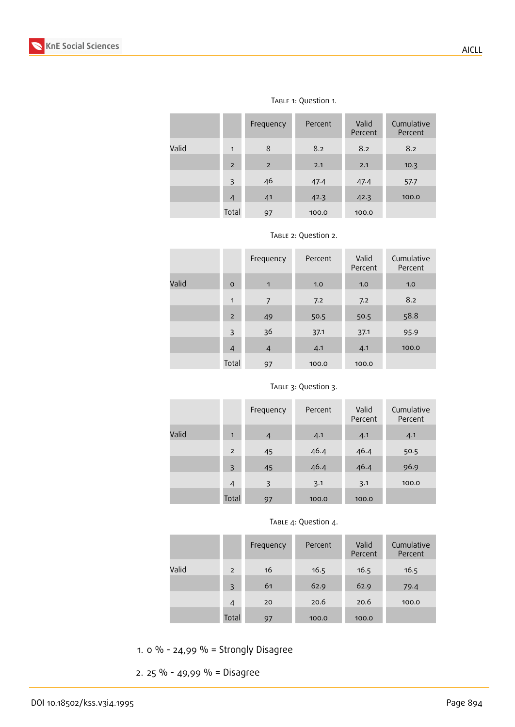Table 1: Question 1.

| | | Frequency | Percent | Valid Percent | Cumulative Percent |
|---|---|---|---|---|---|
| Valid | 1 | 8 | 8.2 | 8.2 | 8.2 |
| | 2 | 2 | 2.1 | 2.1 | 10.3 |
| | 3 | 46 | 47.4 | 47.4 | 57.7 |
| | 4 | 41 | 42.3 | 42.3 | 100.0 |
| | Total | 97 | 100.0 | 100.0 | |

Table 2: Question 2.

| | | Frequency | Percent | Valid Percent | Cumulative Percent |
|---|---|---|---|---|---|
| Valid | 0 | 1 | 1.0 | 1.0 | 1.0 |
| | 1 | 7 | 7.2 | 7.2 | 8.2 |
| | 2 | 49 | 50.5 | 50.5 | 58.8 |
| | 3 | 36 | 37.1 | 37.1 | 95.9 |
| | 4 | 4 | 4.1 | 4.1 | 100.0 |
| | Total | 97 | 100.0 | 100.0 | |

Table 3: Question 3.

| | | Frequency | Percent | Valid Percent | Cumulative Percent |
|---|---|---|---|---|---|
| Valid | 1 | 4 | 4.1 | 4.1 | 4.1 |
| | 2 | 45 | 46.4 | 46.4 | 50.5 |
| | 3 | 45 | 46.4 | 46.4 | 96.9 |
| | 4 | 3 | 3.1 | 3.1 | 100.0 |
| | Total | 97 | 100.0 | 100.0 | |

Table 4: Question 4.

| | | Frequency | Percent | Valid Percent | Cumulative Percent |
|---|---|---|---|---|---|
| Valid | 2 | 16 | 16.5 | 16.5 | 16.5 |
| | 3 | 61 | 62.9 | 62.9 | 79.4 |
| | 4 | 20 | 20.6 | 20.6 | 100.0 |
| | Total | 97 | 100.0 | 100.0 | |

1. 0 % - 24,99 % = Strongly Disagree

2. 25 % - 49,99 % = Disagree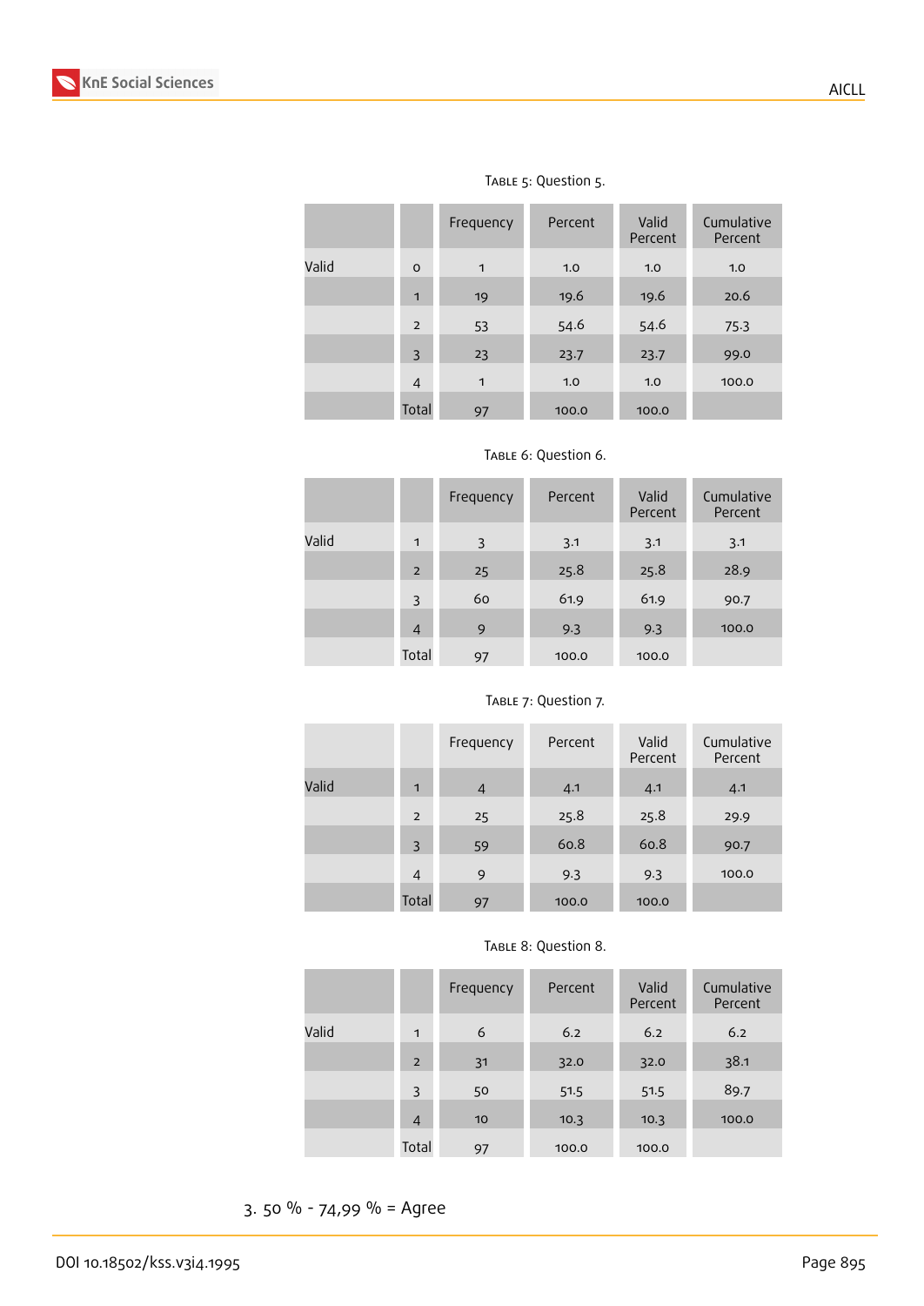Table 5: Question 5.

| | | Frequency | Percent | Valid Percent | Cumulative Percent |
|---|---|---|---|---|---|
| Valid | 0 | 1 | 1.0 | 1.0 | 1.0 |
| | 1 | 19 | 19.6 | 19.6 | 20.6 |
| | 2 | 53 | 54.6 | 54.6 | 75.3 |
| | 3 | 23 | 23.7 | 23.7 | 99.0 |
| | 4 | 1 | 1.0 | 1.0 | 100.0 |
| | Total | 97 | 100.0 | 100.0 | |

Table 6: Question 6.

| | | Frequency | Percent | Valid Percent | Cumulative Percent |
|---|---|---|---|---|---|
| Valid | 1 | 3 | 3.1 | 3.1 | 3.1 |
| | 2 | 25 | 25.8 | 25.8 | 28.9 |
| | 3 | 60 | 61.9 | 61.9 | 90.7 |
| | 4 | 9 | 9.3 | 9.3 | 100.0 |
| | Total | 97 | 100.0 | 100.0 | |

Table 7: Question 7.

| | | Frequency | Percent | Valid Percent | Cumulative Percent |
|---|---|---|---|---|---|
| Valid | 1 | 4 | 4.1 | 4.1 | 4.1 |
| | 2 | 25 | 25.8 | 25.8 | 29.9 |
| | 3 | 59 | 60.8 | 60.8 | 90.7 |
| | 4 | 9 | 9.3 | 9.3 | 100.0 |
| | Total | 97 | 100.0 | 100.0 | |

Table 8: Question 8.

| | | Frequency | Percent | Valid Percent | Cumulative Percent |
|---|---|---|---|---|---|
| Valid | 1 | 6 | 6.2 | 6.2 | 6.2 |
| | 2 | 31 | 32.0 | 32.0 | 38.1 |
| | 3 | 50 | 51.5 | 51.5 | 89.7 |
| | 4 | 10 | 10.3 | 10.3 | 100.0 |
| | Total | 97 | 100.0 | 100.0 | |

3. 50 % - 74,99 % = Agree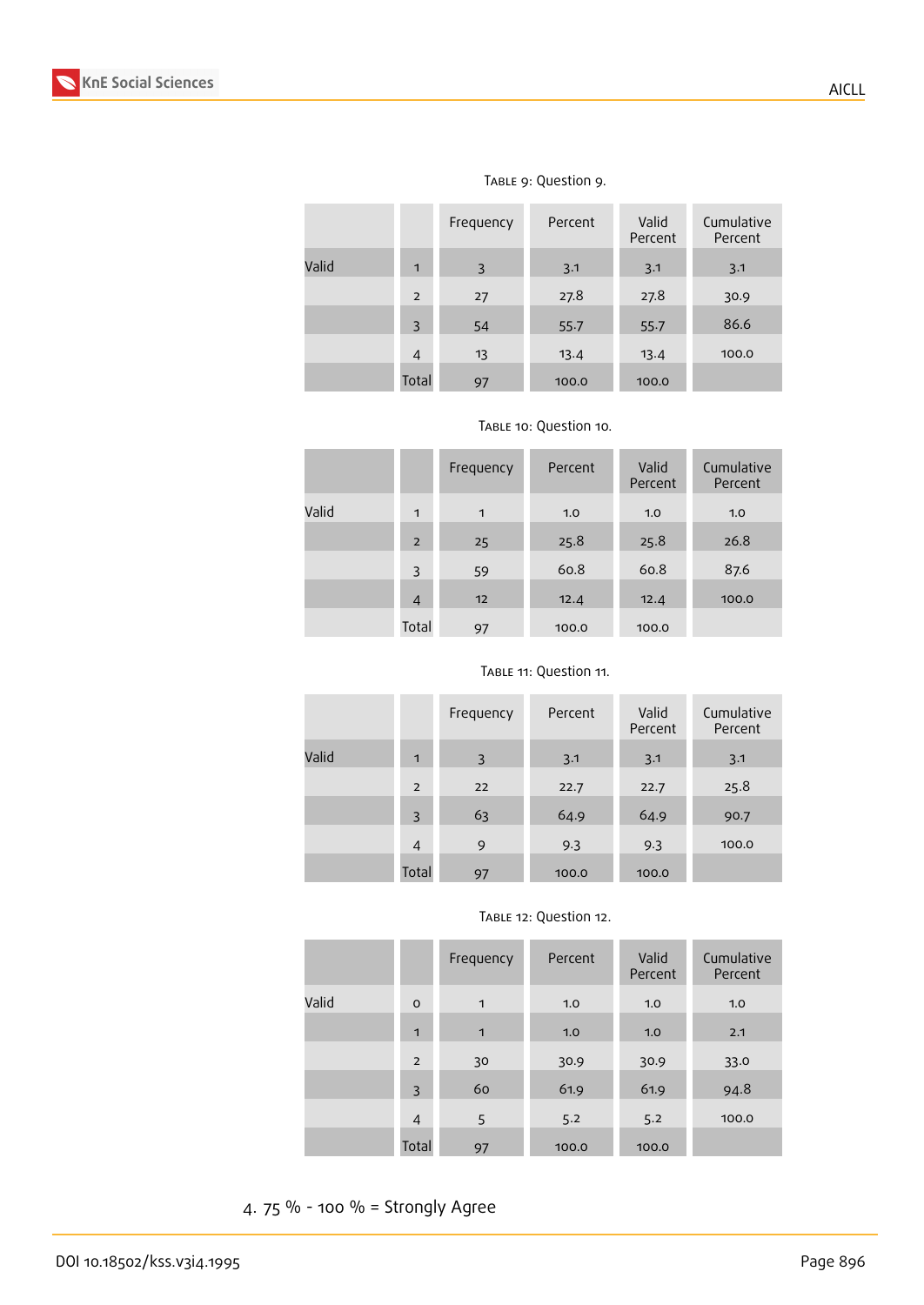Table 9: Question 9.

| | | Frequency | Percent | Valid Percent | Cumulative Percent |
|---|---|---|---|---|---|
| Valid | 1 | 3 | 3.1 | 3.1 | 3.1 |
| | 2 | 27 | 27.8 | 27.8 | 30.9 |
| | 3 | 54 | 55.7 | 55.7 | 86.6 |
| | 4 | 13 | 13.4 | 13.4 | 100.0 |
| | Total | 97 | 100.0 | 100.0 | |

Table 10: Question 10.

| | | Frequency | Percent | Valid Percent | Cumulative Percent |
|---|---|---|---|---|---|
| Valid | 1 | 1 | 1.0 | 1.0 | 1.0 |
| | 2 | 25 | 25.8 | 25.8 | 26.8 |
| | 3 | 59 | 60.8 | 60.8 | 87.6 |
| | 4 | 12 | 12.4 | 12.4 | 100.0 |
| | Total | 97 | 100.0 | 100.0 | |

Table 11: Question 11.

| | | Frequency | Percent | Valid Percent | Cumulative Percent |
|---|---|---|---|---|---|
| Valid | 1 | 3 | 3.1 | 3.1 | 3.1 |
| | 2 | 22 | 22.7 | 22.7 | 25.8 |
| | 3 | 63 | 64.9 | 64.9 | 90.7 |
| | 4 | 9 | 9.3 | 9.3 | 100.0 |
| | Total | 97 | 100.0 | 100.0 | |

Table 12: Question 12.

| | | Frequency | Percent | Valid Percent | Cumulative Percent |
|---|---|---|---|---|---|
| Valid | 0 | 1 | 1.0 | 1.0 | 1.0 |
| | 1 | 1 | 1.0 | 1.0 | 2.1 |
| | 2 | 30 | 30.9 | 30.9 | 33.0 |
| | 3 | 60 | 61.9 | 61.9 | 94.8 |
| | 4 | 5 | 5.2 | 5.2 | 100.0 |
| | Total | 97 | 100.0 | 100.0 | |

4. 75 % - 100 % = Strongly Agree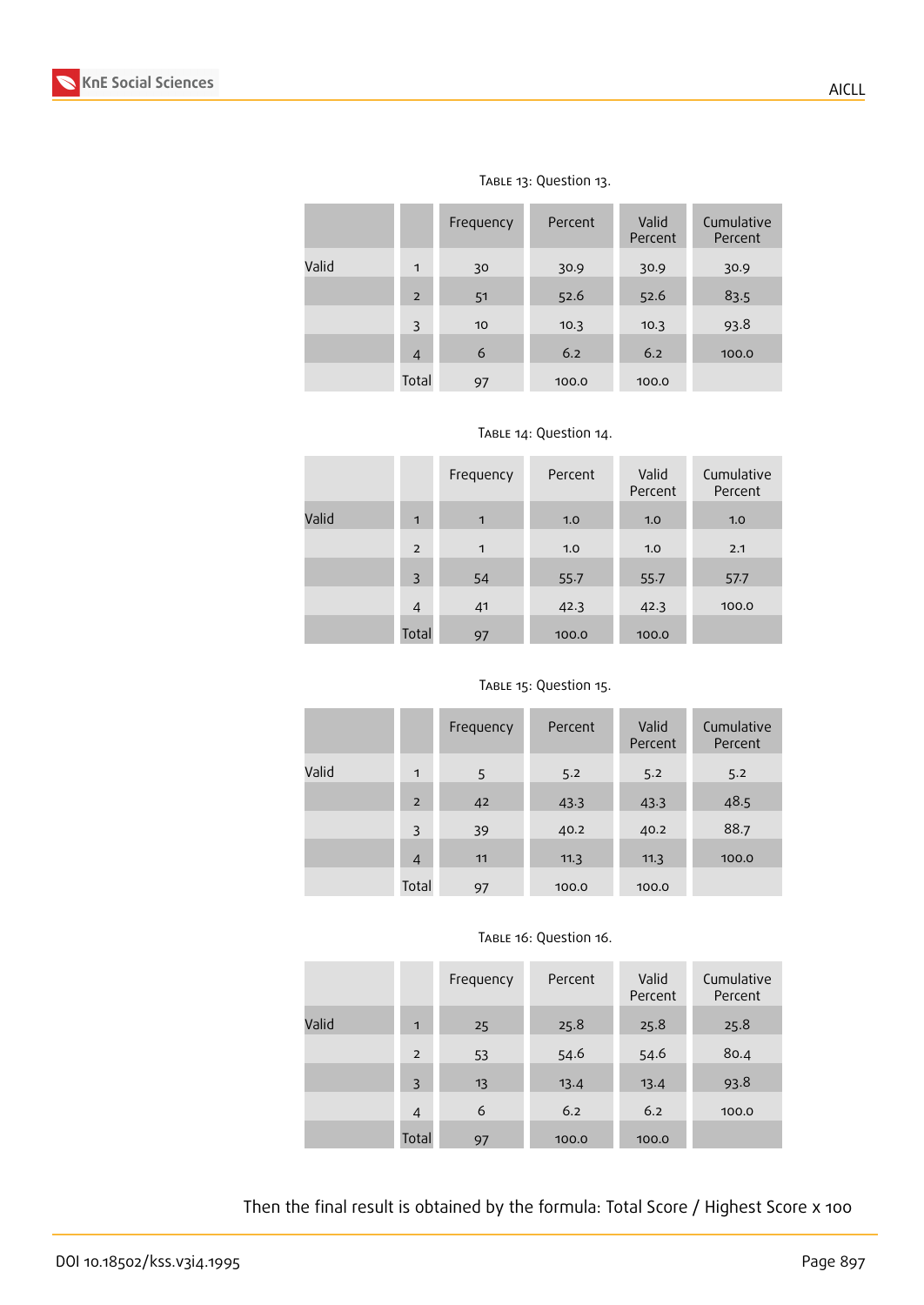Table 13: Question 13.

| | | Frequency | Percent | Valid Percent | Cumulative Percent |
|---|---|---|---|---|---|
| Valid | 1 | 30 | 30.9 | 30.9 | 30.9 |
| | 2 | 51 | 52.6 | 52.6 | 83.5 |
| | 3 | 10 | 10.3 | 10.3 | 93.8 |
| | 4 | 6 | 6.2 | 6.2 | 100.0 |
| | Total | 97 | 100.0 | 100.0 | |

Table 14: Question 14.

| | | Frequency | Percent | Valid Percent | Cumulative Percent |
|---|---|---|---|---|---|
| Valid | 1 | 1 | 1.0 | 1.0 | 1.0 |
| | 2 | 1 | 1.0 | 1.0 | 2.1 |
| | 3 | 54 | 55.7 | 55.7 | 57.7 |
| | 4 | 41 | 42.3 | 42.3 | 100.0 |
| | Total | 97 | 100.0 | 100.0 | |

Table 15: Question 15.

| | | Frequency | Percent | Valid Percent | Cumulative Percent |
|---|---|---|---|---|---|
| Valid | 1 | 5 | 5.2 | 5.2 | 5.2 |
| | 2 | 42 | 43.3 | 43.3 | 48.5 |
| | 3 | 39 | 40.2 | 40.2 | 88.7 |
| | 4 | 11 | 11.3 | 11.3 | 100.0 |
| | Total | 97 | 100.0 | 100.0 | |

Table 16: Question 16.

| | | Frequency | Percent | Valid Percent | Cumulative Percent |
|---|---|---|---|---|---|
| Valid | 1 | 25 | 25.8 | 25.8 | 25.8 |
| | 2 | 53 | 54.6 | 54.6 | 80.4 |
| | 3 | 13 | 13.4 | 13.4 | 93.8 |
| | 4 | 6 | 6.2 | 6.2 | 100.0 |
| | Total | 97 | 100.0 | 100.0 | |

Then the final result is obtained by the formula: Total Score / Highest Score x 100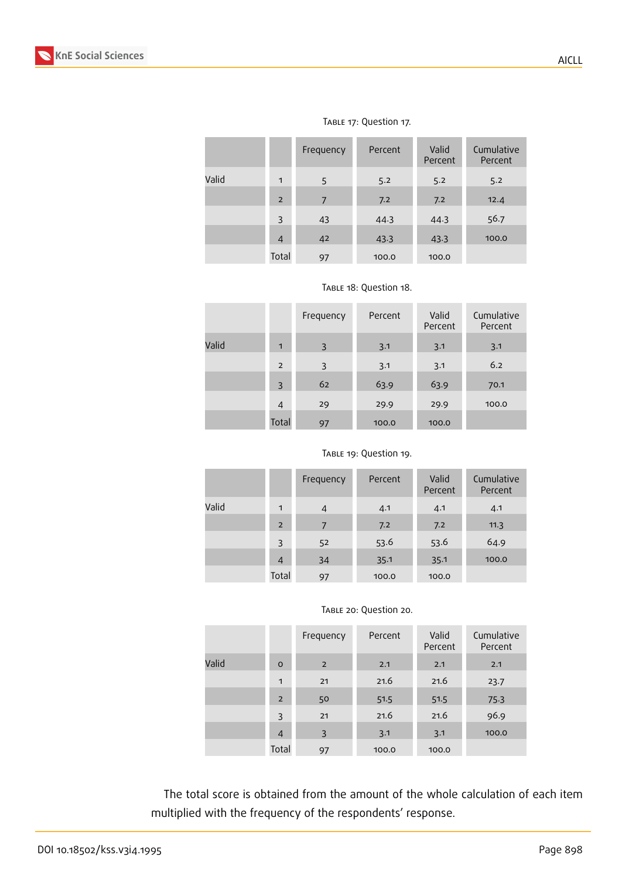Table 17: Question 17.

| | | Frequency | Percent | Valid Percent | Cumulative Percent |
|---|---|---|---|---|---|
| Valid | 1 | 5 | 5.2 | 5.2 | 5.2 |
| | 2 | 7 | 7.2 | 7.2 | 12.4 |
| | 3 | 43 | 44.3 | 44.3 | 56.7 |
| | 4 | 42 | 43.3 | 43.3 | 100.0 |
| | Total | 97 | 100.0 | 100.0 | |

Table 18: Question 18.

| | | Frequency | Percent | Valid Percent | Cumulative Percent |
|---|---|---|---|---|---|
| Valid | 1 | 3 | 3.1 | 3.1 | 3.1 |
| | 2 | 3 | 3.1 | 3.1 | 6.2 |
| | 3 | 62 | 63.9 | 63.9 | 70.1 |
| | 4 | 29 | 29.9 | 29.9 | 100.0 |
| | Total | 97 | 100.0 | 100.0 | |

Table 19: Question 19.

| | | Frequency | Percent | Valid Percent | Cumulative Percent |
|---|---|---|---|---|---|
| Valid | 1 | 4 | 4.1 | 4.1 | 4.1 |
| | 2 | 7 | 7.2 | 7.2 | 11.3 |
| | 3 | 52 | 53.6 | 53.6 | 64.9 |
| | 4 | 34 | 35.1 | 35.1 | 100.0 |
| | Total | 97 | 100.0 | 100.0 | |

Table 20: Question 20.

| | | Frequency | Percent | Valid Percent | Cumulative Percent |
|---|---|---|---|---|---|
| Valid | 0 | 2 | 2.1 | 2.1 | 2.1 |
| | 1 | 21 | 21.6 | 21.6 | 23.7 |
| | 2 | 50 | 51.5 | 51.5 | 75.3 |
| | 3 | 21 | 21.6 | 21.6 | 96.9 |
| | 4 | 3 | 3.1 | 3.1 | 100.0 |
| | Total | 97 | 100.0 | 100.0 | |

The total score is obtained from the amount of the whole calculation of each item multiplied with the frequency of the respondents' response.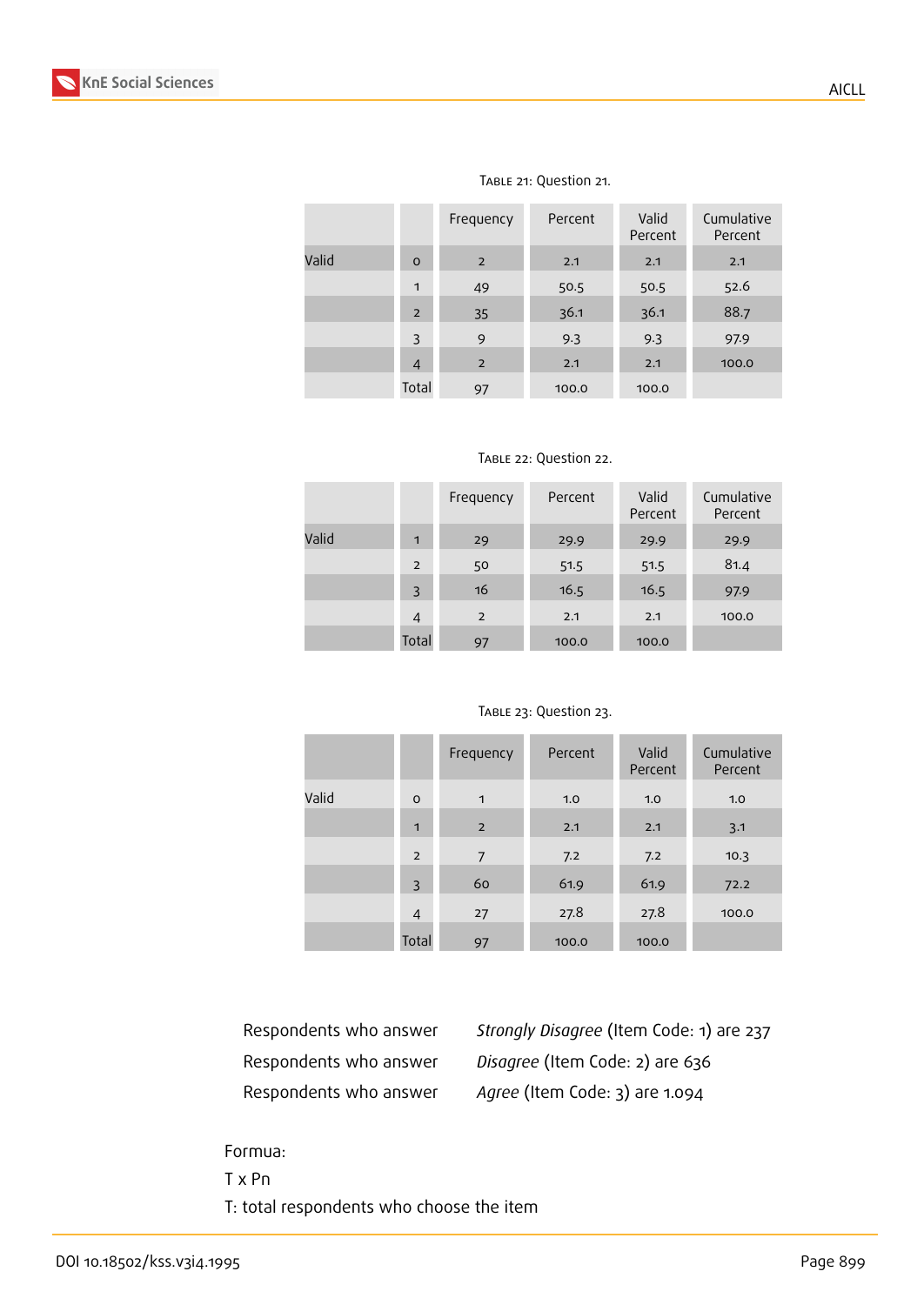Table 21: Question 21.

| | | Frequency | Percent | Valid Percent | Cumulative Percent |
|---|---|---|---|---|---|
| Valid | 0 | 2 | 2.1 | 2.1 | 2.1 |
| | 1 | 49 | 50.5 | 50.5 | 52.6 |
| | 2 | 35 | 36.1 | 36.1 | 88.7 |
| | 3 | 9 | 9.3 | 9.3 | 97.9 |
| | 4 | 2 | 2.1 | 2.1 | 100.0 |
| | Total | 97 | 100.0 | 100.0 | |

Table 22: Question 22.

| | | Frequency | Percent | Valid Percent | Cumulative Percent |
|---|---|---|---|---|---|
| Valid | 1 | 29 | 29.9 | 29.9 | 29.9 |
| | 2 | 50 | 51.5 | 51.5 | 81.4 |
| | 3 | 16 | 16.5 | 16.5 | 97.9 |
| | 4 | 2 | 2.1 | 2.1 | 100.0 |
| | Total | 97 | 100.0 | 100.0 | |

Table 23: Question 23.

| | | Frequency | Percent | Valid Percent | Cumulative Percent |
|---|---|---|---|---|---|
| Valid | 0 | 1 | 1.0 | 1.0 | 1.0 |
| | 1 | 2 | 2.1 | 2.1 | 3.1 |
| | 2 | 7 | 7.2 | 7.2 | 10.3 |
| | 3 | 60 | 61.9 | 61.9 | 72.2 |
| | 4 | 27 | 27.8 | 27.8 | 100.0 |
| | Total | 97 | 100.0 | 100.0 | |

Respondents who answer *Strongly Disagree* (Item Code: 1) are 237

Respondents who answer *Disagree* (Item Code: 2) are 636

Respondents who answer *Agree* (Item Code: 3) are 1.094

Formua:

T x Pn

T: total respondents who choose the item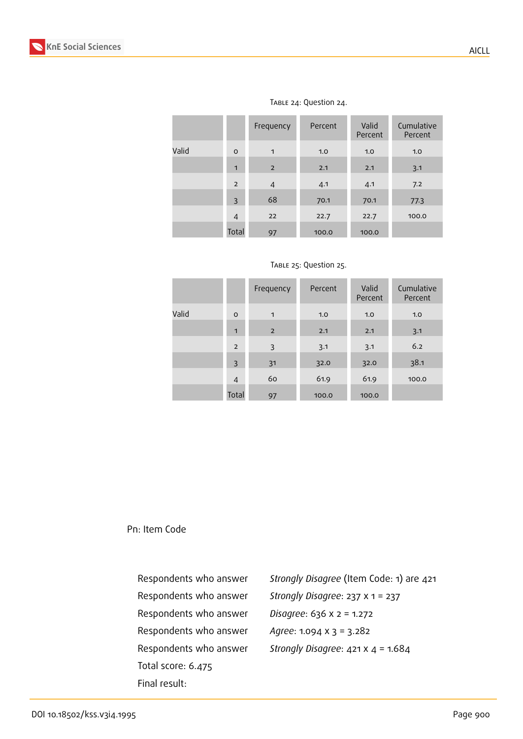Table 24: Question 24.

| | | Frequency | Percent | Valid Percent | Cumulative Percent |
|---|---|---|---|---|---|
| Valid | 0 | 1 | 1.0 | 1.0 | 1.0 |
| | 1 | 2 | 2.1 | 2.1 | 3.1 |
| | 2 | 4 | 4.1 | 4.1 | 7.2 |
| | 3 | 68 | 70.1 | 70.1 | 77.3 |
| | 4 | 22 | 22.7 | 22.7 | 100.0 |
| | Total | 97 | 100.0 | 100.0 | |

Table 25: Question 25.

| | | Frequency | Percent | Valid Percent | Cumulative Percent |
|---|---|---|---|---|---|
| Valid | 0 | 1 | 1.0 | 1.0 | 1.0 |
| | 1 | 2 | 2.1 | 2.1 | 3.1 |
| | 2 | 3 | 3.1 | 3.1 | 6.2 |
| | 3 | 31 | 32.0 | 32.0 | 38.1 |
| | 4 | 60 | 61.9 | 61.9 | 100.0 |
| | Total | 97 | 100.0 | 100.0 | |

Pn: Item Code

Respondents who answer *Strongly Disagree* (Item Code: 1) are 421

Respondents who answer *Strongly Disagree*: 237 x 1 = 237

Respondents who answer *Disagree*: 636 x 2 = 1.272

Respondents who answer *Agree*: 1.094 x 3 = 3.282

Respondents who answer *Strongly Disagree*: 421 x 4 = 1.684

Total score: 6.475

Final result: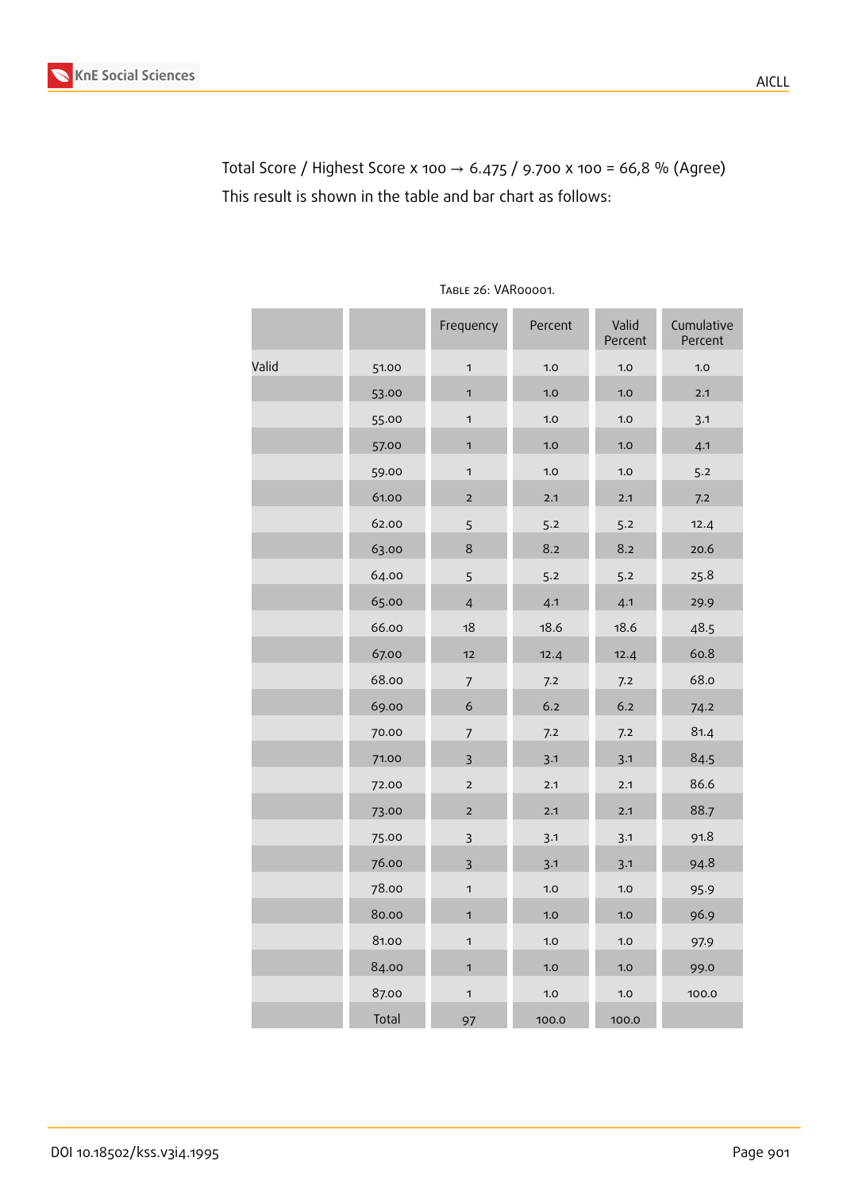Total Score / Highest Score x 100 → 6.475 / 9.700 x 100 = 66,8 % (Agree)

This result is shown in the table and bar chart as follows:

Table 26: VAR00001.

| | | Frequency | Percent | Valid Percent | Cumulative Percent |
|---|---|---|---|---|---|
| Valid | 51.00 | 1 | 1.0 | 1.0 | 1.0 |
| | 53.00 | 1 | 1.0 | 1.0 | 2.1 |
| | 55.00 | 1 | 1.0 | 1.0 | 3.1 |
| | 57.00 | 1 | 1.0 | 1.0 | 4.1 |
| | 59.00 | 1 | 1.0 | 1.0 | 5.2 |
| | 61.00 | 2 | 2.1 | 2.1 | 7.2 |
| | 62.00 | 5 | 5.2 | 5.2 | 12.4 |
| | 63.00 | 8 | 8.2 | 8.2 | 20.6 |
| | 64.00 | 5 | 5.2 | 5.2 | 25.8 |
| | 65.00 | 4 | 4.1 | 4.1 | 29.9 |
| | 66.00 | 18 | 18.6 | 18.6 | 48.5 |
| | 67.00 | 12 | 12.4 | 12.4 | 60.8 |
| | 68.00 | 7 | 7.2 | 7.2 | 68.0 |
| | 69.00 | 6 | 6.2 | 6.2 | 74.2 |
| | 70.00 | 7 | 7.2 | 7.2 | 81.4 |
| | 71.00 | 3 | 3.1 | 3.1 | 84.5 |
| | 72.00 | 2 | 2.1 | 2.1 | 86.6 |
| | 73.00 | 2 | 2.1 | 2.1 | 88.7 |
| | 75.00 | 3 | 3.1 | 3.1 | 91.8 |
| | 76.00 | 3 | 3.1 | 3.1 | 94.8 |
| | 78.00 | 1 | 1.0 | 1.0 | 95.9 |
| | 80.00 | 1 | 1.0 | 1.0 | 96.9 |
| | 81.00 | 1 | 1.0 | 1.0 | 97.9 |
| | 84.00 | 1 | 1.0 | 1.0 | 99.0 |
| | 87.00 | 1 | 1.0 | 1.0 | 100.0 |
| | Total | 97 | 100.0 | 100.0 | |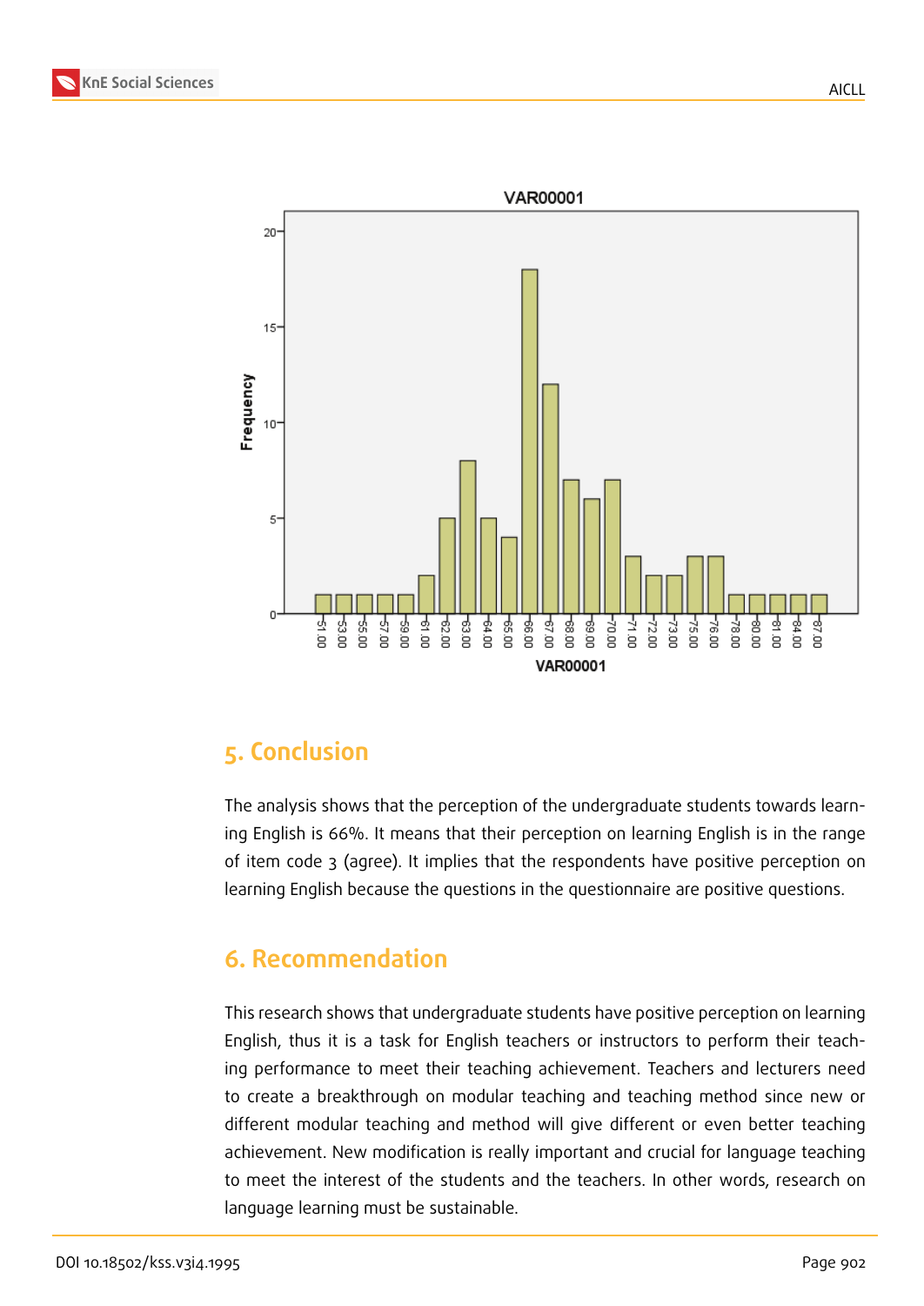## 5. Conclusion

The analysis shows that the perception of the undergraduate students towards learning English is 66%. It means that their perception on learning English is in the range of item code 3 (agree). It implies that the respondents have positive perception on learning English because the questions in the questionnaire are positive questions.

## 6. Recommendation

This research shows that undergraduate students have positive perception on learning English, thus it is a task for English teachers or instructors to perform their teaching performance to meet their teaching achievement. Teachers and lecturers need to create a breakthrough on modular teaching and teaching method since new or different modular teaching and method will give different or even better teaching achievement. New modification is really important and crucial for language teaching to meet the interest of the students and the teachers. In other words, research on language learning must be sustainable.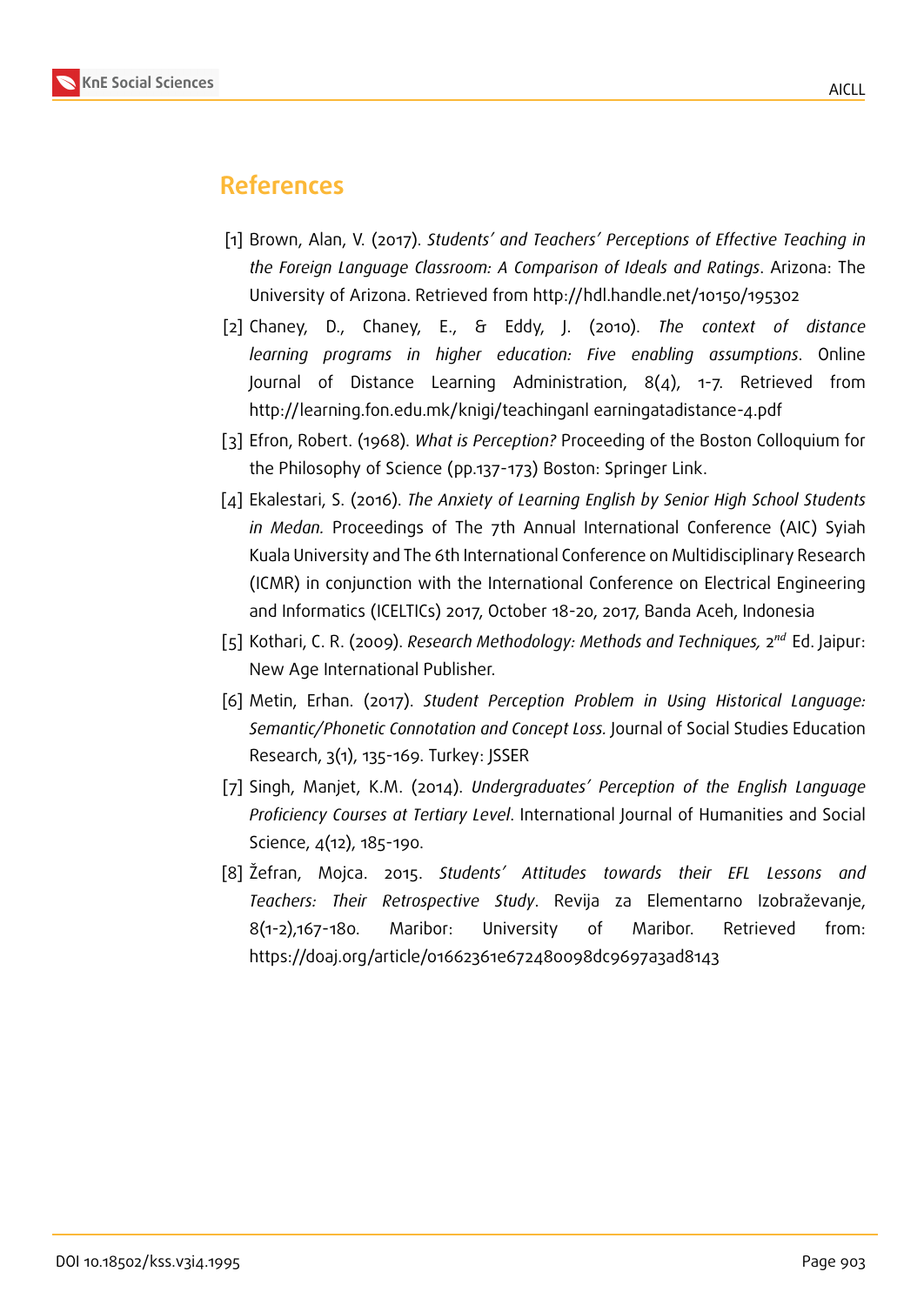## References

[1] Brown, Alan, V. (2017). *Students' and Teachers' Perceptions of Effective Teaching in the Foreign Language Classroom: A Comparison of Ideals and Ratings*. Arizona: The University of Arizona. Retrieved from http://hdl.handle.net/10150/195302

[2] Chaney, D., Chaney, E., & Eddy, J. (2010). *The context of distance learning programs in higher education: Five enabling assumptions*. Online Journal of Distance Learning Administration, 8(4), 1-7. Retrieved from http://learning.fon.edu.mk/knigi/teachinganl earningatadistance-4.pdf

[3] Efron, Robert. (1968). *What is Perception?* Proceeding of the Boston Colloquium for the Philosophy of Science (pp.137-173) Boston: Springer Link.

[4] Ekalestari, S. (2016). *The Anxiety of Learning English by Senior High School Students in Medan.* Proceedings of The 7th Annual International Conference (AIC) Syiah Kuala University and The 6th International Conference on Multidisciplinary Research (ICMR) in conjunction with the International Conference on Electrical Engineering and Informatics (ICELTICs) 2017, October 18-20, 2017, Banda Aceh, Indonesia

[5] Kothari, C. R. (2009). *Research Methodology: Methods and Techniques,* 2nd Ed. Jaipur: New Age International Publisher.

[6] Metin, Erhan. (2017). *Student Perception Problem in Using Historical Language: Semantic/Phonetic Connotation and Concept Loss.* Journal of Social Studies Education Research, 3(1), 135-169. Turkey: JSSER

[7] Singh, Manjet, K.M. (2014). *Undergraduates' Perception of the English Language Proficiency Courses at Tertiary Level*. International Journal of Humanities and Social Science, 4(12), 185-190.

[8] Žefran, Mojca. 2015. *Students' Attitudes towards their EFL Lessons and Teachers: Their Retrospective Study*. Revija za Elementarno Izobraževanje, 8(1-2),167-180. Maribor: University of Maribor. Retrieved from: https://doaj.org/article/01662361e672480098dc9697a3ad8143